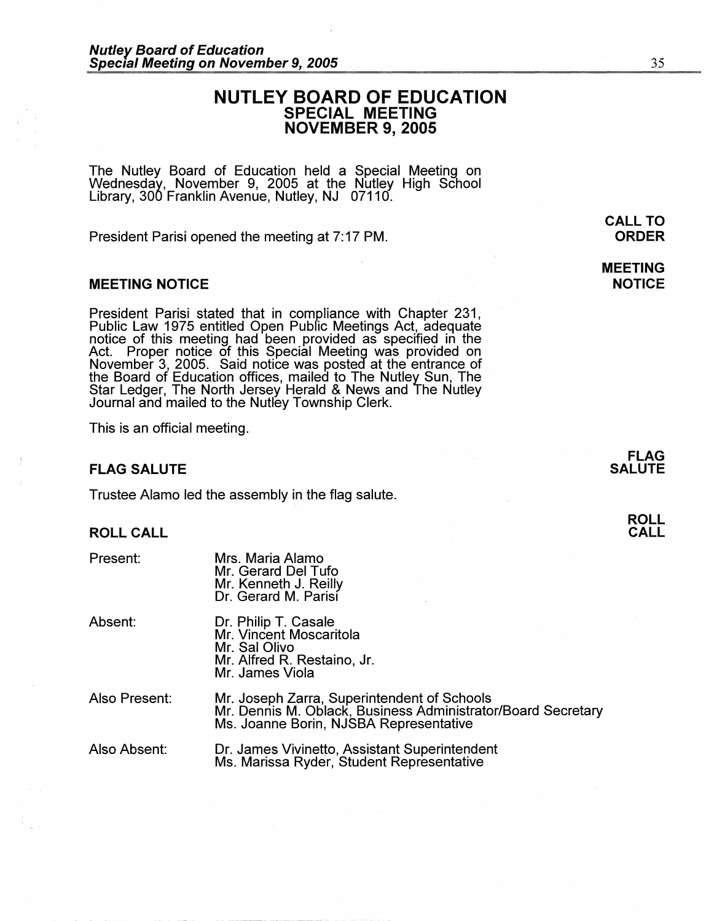# NUTLEY BOARD OF EDUCATION
## SPECIAL MEETING
## NOVEMBER 9, 2005

The Nutley Board of Education held a Special Meeting on Wednesday, November 9, 2005 at the Nutley High School Library, 300 Franklin Avenue, Nutley, NJ 07110.

**CALL TO ORDER**

President Parisi opened the meeting at 7:17 PM.

### MEETING NOTICE

President Parisi stated that in compliance with Chapter 231, Public Law 1975 entitled Open Public Meetings Act, adequate notice of this meeting had been provided as specified in the Act. Proper notice of this Special Meeting was provided on November 3, 2005. Said notice was posted at the entrance of the Board of Education offices, mailed to The Nutley Sun, The Star Ledger, The North Jersey Herald & News and The Nutley Journal and mailed to the Nutley Township Clerk.

This is an official meeting.

### FLAG SALUTE

Trustee Alamo led the assembly in the flag salute.

### ROLL CALL

Present:
- Mrs. Maria Alamo
- Mr. Gerard Del Tufo
- Mr. Kenneth J. Reilly
- Dr. Gerard M. Parisi

Absent:
- Dr. Philip T. Casale
- Mr. Vincent Moscaritola
- Mr. Sal Olivo
- Mr. Alfred R. Restaino, Jr.
- Mr. James Viola

Also Present:
- Mr. Joseph Zarra, Superintendent of Schools
- Mr. Dennis M. Oblack, Business Administrator/Board Secretary
- Ms. Joanne Borin, NJSBA Representative

Also Absent:
- Dr. James Vivinetto, Assistant Superintendent
- Ms. Marissa Ryder, Student Representative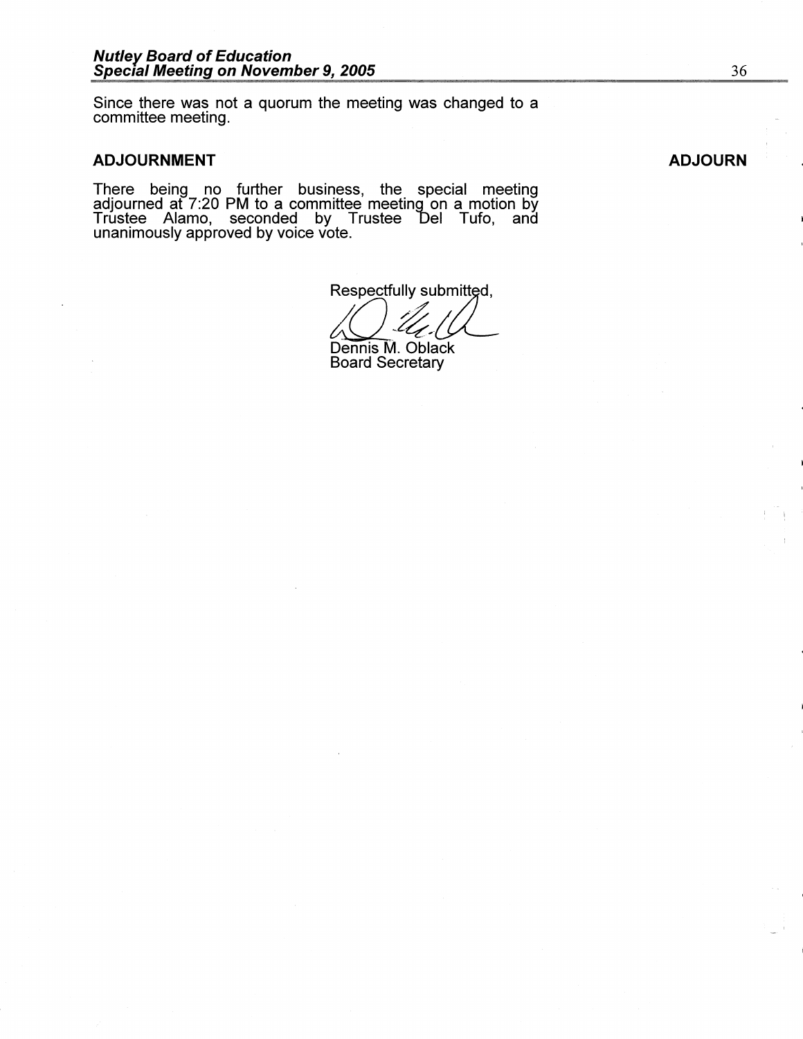Since there was not a quorum the meeting was changed to a committee meeting.

## ADJOURNMENT

**ADJOURN**

There being no further business, the special meeting adjourned at 7:20 PM to a committee meeting on a motion by Trustee Alamo, seconded by Trustee Del Tufo, and unanimously approved by voice vote.

Respectfully submitted,

Dennis M. Oblack
Board Secretary